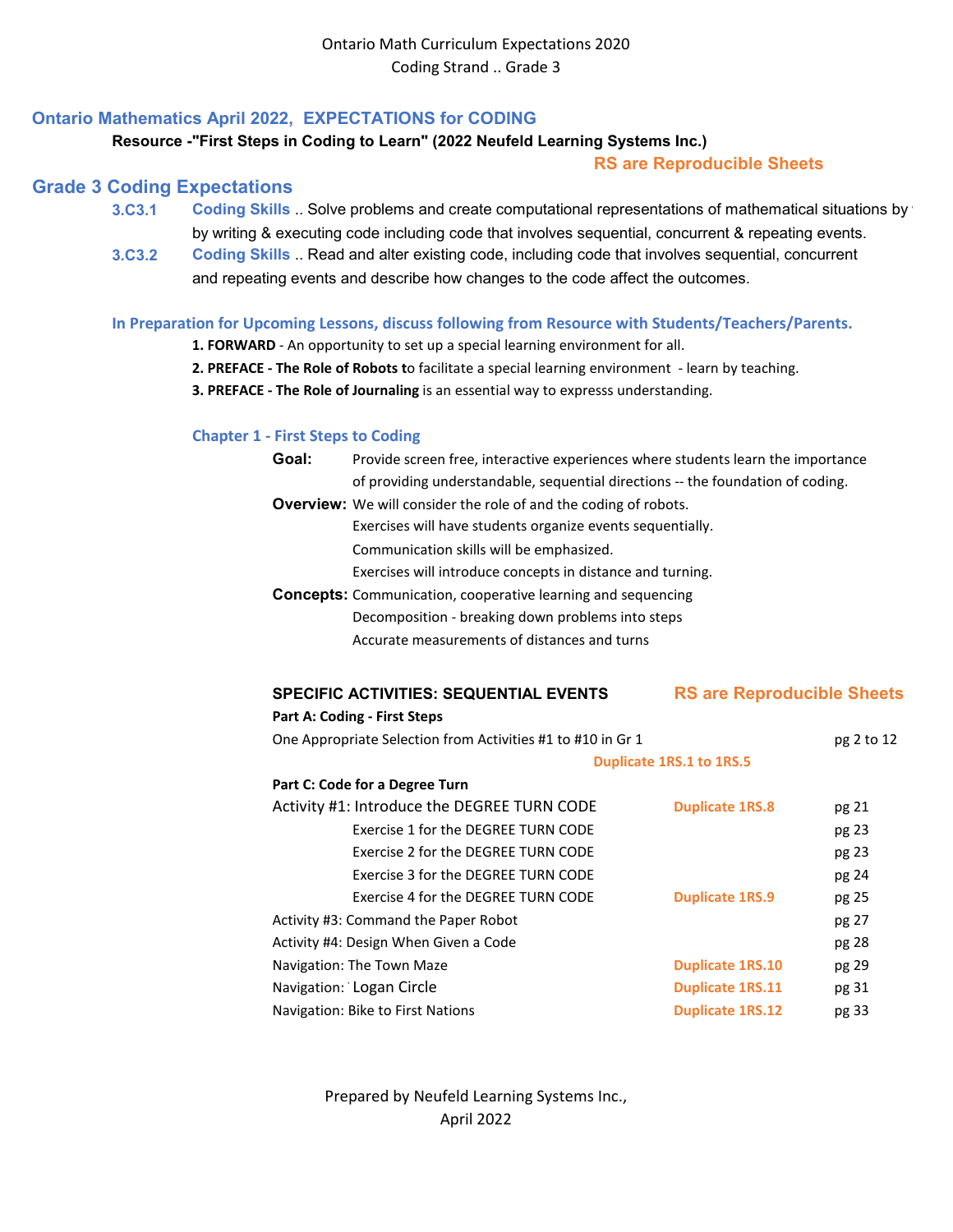Ontario Math Curriculum Expectations 2020
Coding Strand .. Grade 3

## Ontario Mathematics April 2022, EXPECTATIONS for CODING

**Resource -"First Steps in Coding to Learn" (2022 Neufeld Learning Systems Inc.)**

**RS are Reproducible Sheets**

## Grade 3 Coding Expectations

**3.C3.1** **Coding Skills** .. Solve problems and create computational representations of mathematical situations by by writing & executing code including code that involves sequential, concurrent & repeating events.

**3.C3.2** **Coding Skills** .. Read and alter existing code, including code that involves sequential, concurrent and repeating events and describe how changes to the code affect the outcomes.

**In Preparation for Upcoming Lessons, discuss following from Resource with Students/Teachers/Parents.**

1. **FORWARD** - An opportunity to set up a special learning environment for all.
2. **PREFACE - The Role of Robots t**o facilitate a special learning environment - learn by teaching.
3. **PREFACE - The Role of Journaling** is an essential way to expresss understanding.

### Chapter 1 - First Steps to Coding

**Goal:** Provide screen free, interactive experiences where students learn the importance of providing understandable, sequential directions -- the foundation of coding.

**Overview:** We will consider the role of and the coding of robots.
Exercises will have students organize events sequentially.
Communication skills will be emphasized.
Exercises will introduce concepts in distance and turning.

**Concepts:** Communication, cooperative learning and sequencing
Decomposition - breaking down problems into steps
Accurate measurements of distances and turns

**SPECIFIC ACTIVITIES: SEQUENTIAL EVENTS** — **RS are Reproducible Sheets**

**Part A: Coding - First Steps**

| Activity | RS | Page |
|---|---|---|
| One Appropriate Selection from Activities #1 to #10 in Gr 1 | Duplicate 1RS.1 to 1RS.5 | pg 2 to 12 |

**Part C: Code for a Degree Turn**

| Activity | RS | Page |
|---|---|---|
| Activity #1: Introduce the DEGREE TURN CODE | Duplicate 1RS.8 | pg 21 |
| Exercise 1 for the DEGREE TURN CODE | | pg 23 |
| Exercise 2 for the DEGREE TURN CODE | | pg 23 |
| Exercise 3 for the DEGREE TURN CODE | | pg 24 |
| Exercise 4 for the DEGREE TURN CODE | Duplicate 1RS.9 | pg 25 |
| Activity #3: Command the Paper Robot | | pg 27 |
| Activity #4: Design When Given a Code | | pg 28 |
| Navigation: The Town Maze | Duplicate 1RS.10 | pg 29 |
| Navigation: Logan Circle | Duplicate 1RS.11 | pg 31 |
| Navigation: Bike to First Nations | Duplicate 1RS.12 | pg 33 |

Prepared by Neufeld Learning Systems Inc.,
April 2022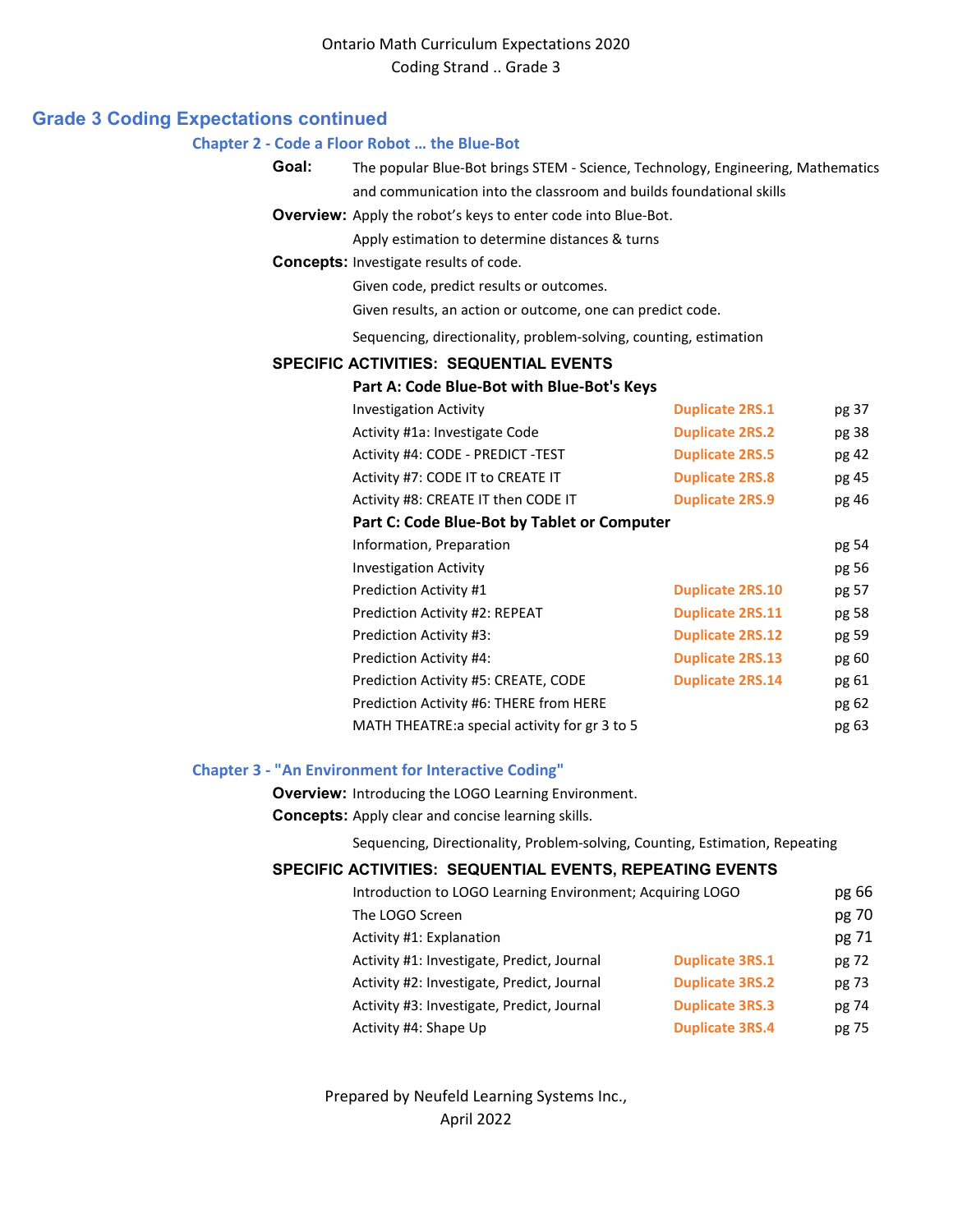## Grade 3 Coding Expectations continued

### Chapter 2 - Code a Floor Robot … the Blue-Bot

**Goal:** The popular Blue-Bot brings STEM - Science, Technology, Engineering, Mathematics and communication into the classroom and builds foundational skills

**Overview:** Apply the robot's keys to enter code into Blue-Bot.
Apply estimation to determine distances & turns

**Concepts:** Investigate results of code.
Given code, predict results or outcomes.
Given results, an action or outcome, one can predict code.

Sequencing, directionality, problem-solving, counting, estimation

**SPECIFIC ACTIVITIES: SEQUENTIAL EVENTS**

**Part A: Code Blue-Bot with Blue-Bot's Keys**

| Activity | Duplicate | Page |
|---|---|---|
| Investigation Activity | **Duplicate 2RS.1** | pg 37 |
| Activity #1a: Investigate Code | **Duplicate 2RS.2** | pg 38 |
| Activity #4: CODE - PREDICT -TEST | **Duplicate 2RS.5** | pg 42 |
| Activity #7: CODE IT to CREATE IT | **Duplicate 2RS.8** | pg 45 |
| Activity #8: CREATE IT then CODE IT | **Duplicate 2RS.9** | pg 46 |

**Part C: Code Blue-Bot by Tablet or Computer**

| Activity | Duplicate | Page |
|---|---|---|
| Information, Preparation | | pg 54 |
| Investigation Activity | | pg 56 |
| Prediction Activity #1 | **Duplicate 2RS.10** | pg 57 |
| Prediction Activity #2: REPEAT | **Duplicate 2RS.11** | pg 58 |
| Prediction Activity #3: | **Duplicate 2RS.12** | pg 59 |
| Prediction Activity #4: | **Duplicate 2RS.13** | pg 60 |
| Prediction Activity #5: CREATE, CODE | **Duplicate 2RS.14** | pg 61 |
| Prediction Activity #6: THERE from HERE | | pg 62 |
| MATH THEATRE:a special activity for gr 3 to 5 | | pg 63 |

### Chapter 3 - "An Environment for Interactive Coding"

**Overview:** Introducing the LOGO Learning Environment.

**Concepts:** Apply clear and concise learning skills.

Sequencing, Directionality, Problem-solving, Counting, Estimation, Repeating

**SPECIFIC ACTIVITIES: SEQUENTIAL EVENTS, REPEATING EVENTS**

| Activity | Duplicate | Page |
|---|---|---|
| Introduction to LOGO Learning Environment; Acquiring LOGO | | pg 66 |
| The LOGO Screen | | pg 70 |
| Activity #1: Explanation | | pg 71 |
| Activity #1: Investigate, Predict, Journal | **Duplicate 3RS.1** | pg 72 |
| Activity #2: Investigate, Predict, Journal | **Duplicate 3RS.2** | pg 73 |
| Activity #3: Investigate, Predict, Journal | **Duplicate 3RS.3** | pg 74 |
| Activity #4: Shape Up | **Duplicate 3RS.4** | pg 75 |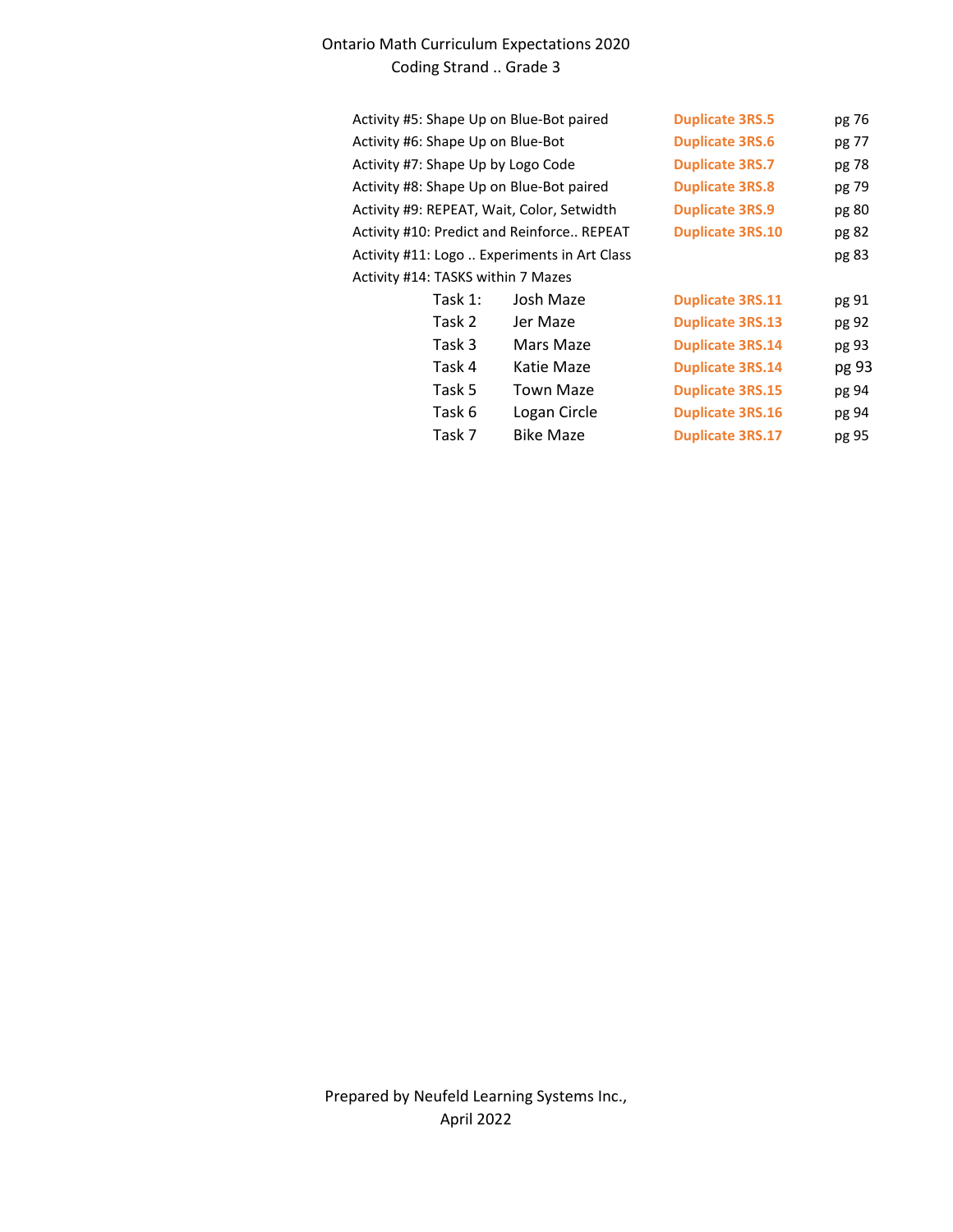Ontario Math Curriculum Expectations 2020

Coding Strand .. Grade 3

| | | | |
|---|---|---|---|
| Activity #5: Shape Up on Blue-Bot paired | | **Duplicate 3RS.5** | pg 76 |
| Activity #6: Shape Up on Blue-Bot | | **Duplicate 3RS.6** | pg 77 |
| Activity #7: Shape Up by Logo Code | | **Duplicate 3RS.7** | pg 78 |
| Activity #8: Shape Up on Blue-Bot paired | | **Duplicate 3RS.8** | pg 79 |
| Activity #9: REPEAT, Wait, Color, Setwidth | | **Duplicate 3RS.9** | pg 80 |
| Activity #10: Predict and Reinforce.. REPEAT | | **Duplicate 3RS.10** | pg 82 |
| Activity #11: Logo .. Experiments in Art Class | | | pg 83 |
| Activity #14: TASKS within 7 Mazes | | | |
| Task 1: | Josh Maze | **Duplicate 3RS.11** | pg 91 |
| Task 2 | Jer Maze | **Duplicate 3RS.13** | pg 92 |
| Task 3 | Mars Maze | **Duplicate 3RS.14** | pg 93 |
| Task 4 | Katie Maze | **Duplicate 3RS.14** | pg 93 |
| Task 5 | Town Maze | **Duplicate 3RS.15** | pg 94 |
| Task 6 | Logan Circle | **Duplicate 3RS.16** | pg 94 |
| Task 7 | Bike Maze | **Duplicate 3RS.17** | pg 95 |

Prepared by Neufeld Learning Systems Inc.,

April 2022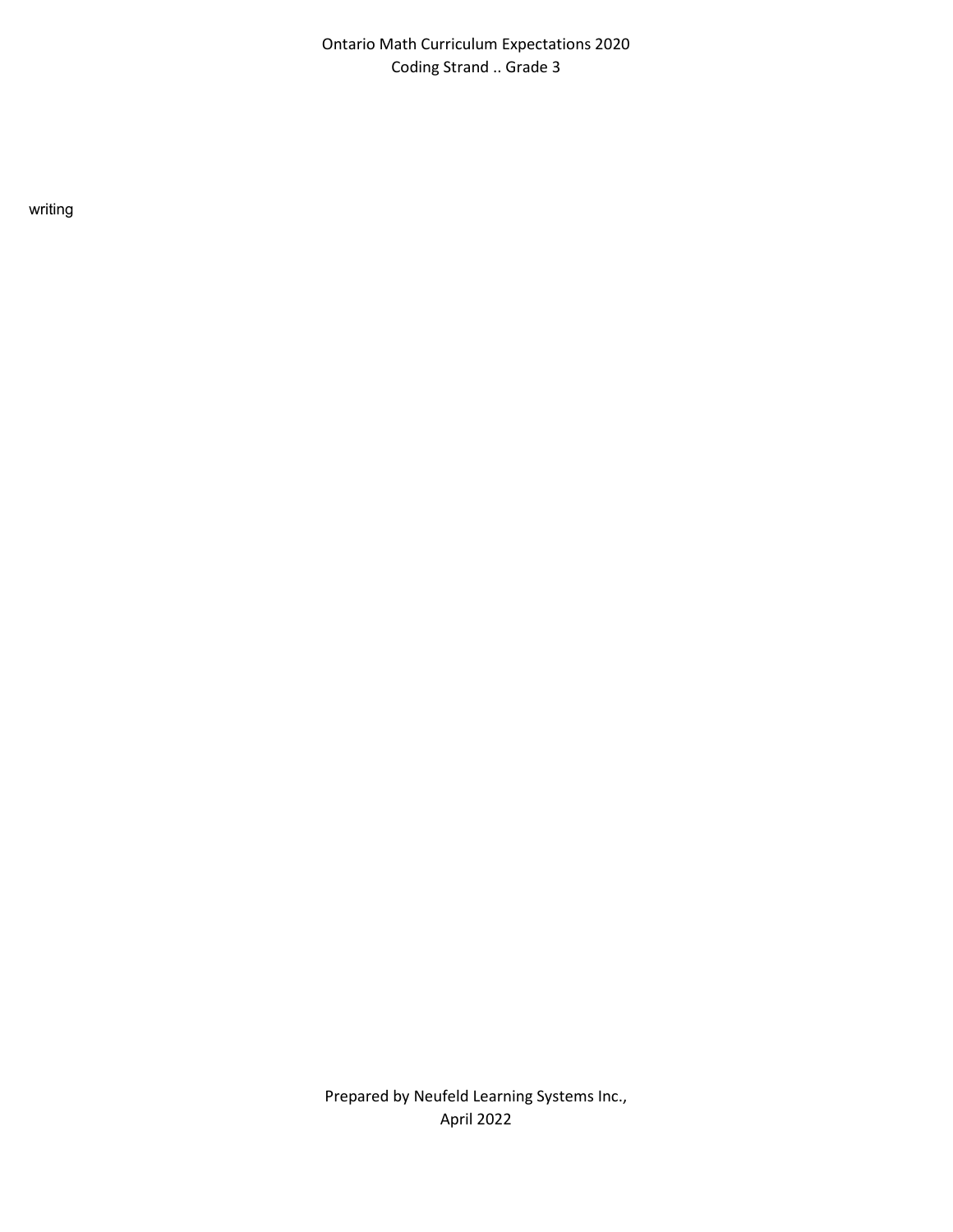Ontario Math Curriculum Expectations 2020
Coding Strand .. Grade 3

writing

Prepared by Neufeld Learning Systems Inc.,
April 2022